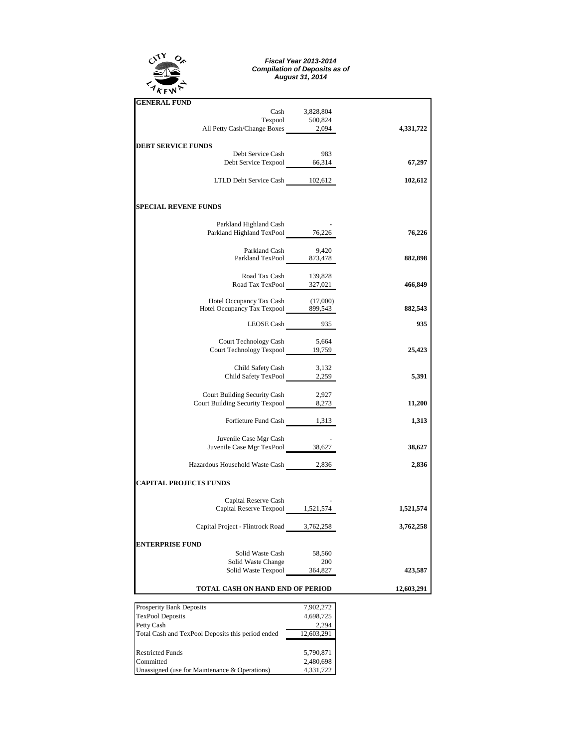CITY OF LAKEWAY

***Fiscal Year 2013-2014***
***Compilation of Deposits as of***
***August 31, 2014***

| | | |
|---|---|---|
| **GENERAL FUND** | | |
| Cash | 3,828,804 | |
| Texpool | 500,824 | |
| All Petty Cash/Change Boxes | 2,094 | **4,331,722** |
| **DEBT SERVICE FUNDS** | | |
| Debt Service Cash | 983 | |
| Debt Service Texpool | 66,314 | **67,297** |
| LTLD Debt Service Cash | 102,612 | **102,612** |
| **SPECIAL REVENE FUNDS** | | |
| Parkland Highland Cash | - | |
| Parkland Highland TexPool | 76,226 | **76,226** |
| Parkland Cash | 9,420 | |
| Parkland TexPool | 873,478 | **882,898** |
| Road Tax Cash | 139,828 | |
| Road Tax TexPool | 327,021 | **466,849** |
| Hotel Occupancy Tax Cash | (17,000) | |
| Hotel Occupancy Tax Texpool | 899,543 | **882,543** |
| LEOSE Cash | 935 | **935** |
| Court Technology Cash | 5,664 | |
| Court Technology Texpool | 19,759 | **25,423** |
| Child Safety Cash | 3,132 | |
| Child Safety TexPool | 2,259 | **5,391** |
| Court Building Security Cash | 2,927 | |
| Court Building Security Texpool | 8,273 | **11,200** |
| Forfieture Fund Cash | 1,313 | **1,313** |
| Juvenile Case Mgr Cash | - | |
| Juvenile Case Mgr TexPool | 38,627 | **38,627** |
| Hazardous Household Waste Cash | 2,836 | **2,836** |
| **CAPITAL PROJECTS FUNDS** | | |
| Capital Reserve Cash | - | |
| Capital Reserve Texpool | 1,521,574 | **1,521,574** |
| Capital Project - Flintrock Road | 3,762,258 | **3,762,258** |
| **ENTERPRISE FUND** | | |
| Solid Waste Cash | 58,560 | |
| Solid Waste Change | 200 | |
| Solid Waste Texpool | 364,827 | **423,587** |
| **TOTAL CASH ON HAND END OF PERIOD** | | **12,603,291** |

| | |
|---|---|
| Prosperity Bank Deposits | 7,902,272 |
| TexPool Deposits | 4,698,725 |
| Petty Cash | 2,294 |
| Total Cash and TexPool Deposits this period ended | 12,603,291 |
| | |
| Restricted Funds | 5,790,871 |
| Committed | 2,480,698 |
| Unassigned (use for Maintenance & Operations) | 4,331,722 |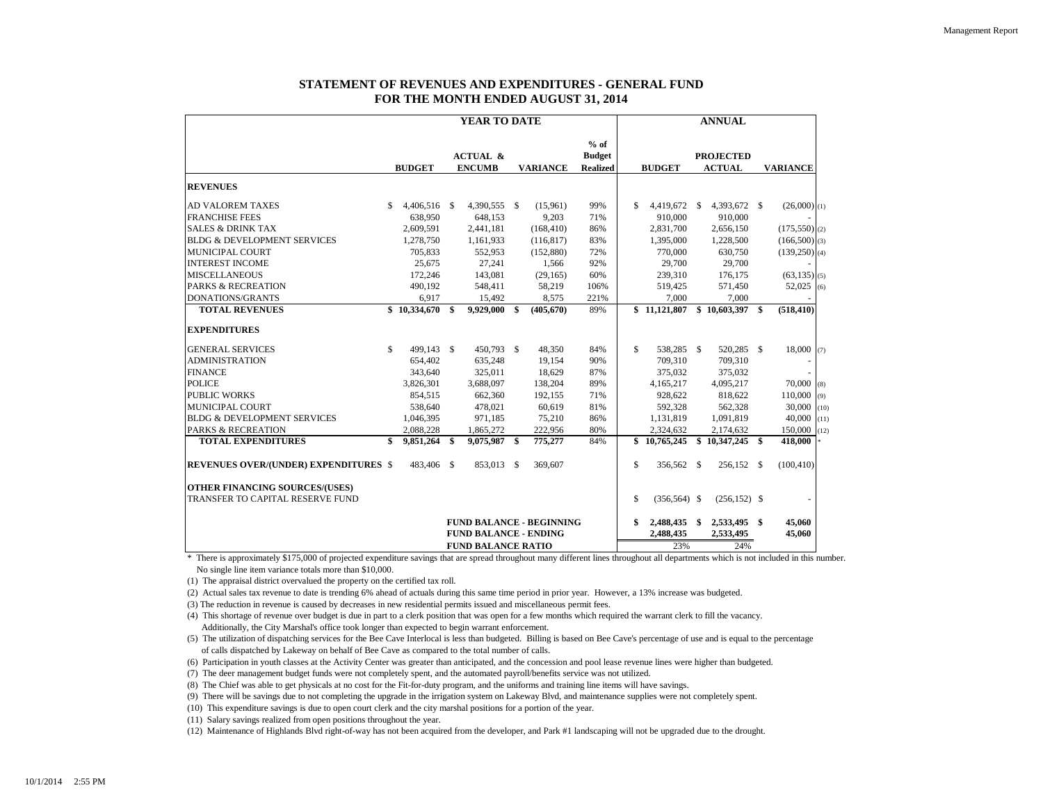## STATEMENT OF REVENUES AND EXPENDITURES - GENERAL FUND
## FOR THE MONTH ENDED AUGUST 31, 2014

| | YEAR TO DATE | | | | ANNUAL | | | |
|---|---|---|---|---|---|---|---|---|
| | BUDGET | ACTUAL & ENCUMB | VARIANCE | % of Budget Realized | BUDGET | PROJECTED ACTUAL | VARIANCE | |
| **REVENUES** | | | | | | | | |
| AD VALOREM TAXES | $ 4,406,516 | $ 4,390,555 | $ (15,961) | 99% | $ 4,419,672 | $ 4,393,672 | $ (26,000) | (1) |
| FRANCHISE FEES | 638,950 | 648,153 | 9,203 | 71% | 910,000 | 910,000 | - | |
| SALES & DRINK TAX | 2,609,591 | 2,441,181 | (168,410) | 86% | 2,831,700 | 2,656,150 | (175,550) | (2) |
| BLDG & DEVELOPMENT SERVICES | 1,278,750 | 1,161,933 | (116,817) | 83% | 1,395,000 | 1,228,500 | (166,500) | (3) |
| MUNICIPAL COURT | 705,833 | 552,953 | (152,880) | 72% | 770,000 | 630,750 | (139,250) | (4) |
| INTEREST INCOME | 25,675 | 27,241 | 1,566 | 92% | 29,700 | 29,700 | - | |
| MISCELLANEOUS | 172,246 | 143,081 | (29,165) | 60% | 239,310 | 176,175 | (63,135) | (5) |
| PARKS & RECREATION | 490,192 | 548,411 | 58,219 | 106% | 519,425 | 571,450 | 52,025 | (6) |
| DONATIONS/GRANTS | 6,917 | 15,492 | 8,575 | 221% | 7,000 | 7,000 | - | |
| **TOTAL REVENUES** | **$ 10,334,670** | **$ 9,929,000** | **$ (405,670)** | 89% | **$ 11,121,807** | **$ 10,603,397** | **$ (518,410)** | |
| **EXPENDITURES** | | | | | | | | |
| GENERAL SERVICES | $ 499,143 | $ 450,793 | $ 48,350 | 84% | $ 538,285 | $ 520,285 | $ 18,000 | (7) |
| ADMINISTRATION | 654,402 | 635,248 | 19,154 | 90% | 709,310 | 709,310 | - | |
| FINANCE | 343,640 | 325,011 | 18,629 | 87% | 375,032 | 375,032 | - | |
| POLICE | 3,826,301 | 3,688,097 | 138,204 | 89% | 4,165,217 | 4,095,217 | 70,000 | (8) |
| PUBLIC WORKS | 854,515 | 662,360 | 192,155 | 71% | 928,622 | 818,622 | 110,000 | (9) |
| MUNICIPAL COURT | 538,640 | 478,021 | 60,619 | 81% | 592,328 | 562,328 | 30,000 | (10) |
| BLDG & DEVELOPMENT SERVICES | 1,046,395 | 971,185 | 75,210 | 86% | 1,131,819 | 1,091,819 | 40,000 | (11) |
| PARKS & RECREATION | 2,088,228 | 1,865,272 | 222,956 | 80% | 2,324,632 | 2,174,632 | 150,000 | (12) |
| **TOTAL EXPENDITURES** | **$ 9,851,264** | **$ 9,075,987** | **$ 775,277** | 84% | **$ 10,765,245** | **$ 10,347,245** | **$ 418,000** | * |
| **REVENUES OVER/(UNDER) EXPENDITURES** | $ 483,406 | $ 853,013 | $ 369,607 | | $ 356,562 | $ 256,152 | $ (100,410) | |
| **OTHER FINANCING SOURCES/(USES)** | | | | | | | | |
| TRANSFER TO CAPITAL RESERVE FUND | | | | | $ (356,564) | $ (256,152) | $ - | |
| | | **FUND BALANCE - BEGINNING** | | | **$ 2,488,435** | **$ 2,533,495** | **$ 45,060** | |
| | | **FUND BALANCE - ENDING** | | | **2,488,435** | **2,533,495** | **45,060** | |
| | | **FUND BALANCE RATIO** | | | 23% | 24% | | |

\* There is approximately $175,000 of projected expenditure savings that are spread throughout many different lines throughout all departments which is not included in this number. No single line item variance totals more than $10,000.

(1) The appraisal district overvalued the property on the certified tax roll.

(2) Actual sales tax revenue to date is trending 6% ahead of actuals during this same time period in prior year. However, a 13% increase was budgeted.

(3) The reduction in revenue is caused by decreases in new residential permits issued and miscellaneous permit fees.

(4) This shortage of revenue over budget is due in part to a clerk position that was open for a few months which required the warrant clerk to fill the vacancy. Additionally, the City Marshal's office took longer than expected to begin warrant enforcement.

(5) The utilization of dispatching services for the Bee Cave Interlocal is less than budgeted. Billing is based on Bee Cave's percentage of use and is equal to the percentage of calls dispatched by Lakeway on behalf of Bee Cave as compared to the total number of calls.

(6) Participation in youth classes at the Activity Center was greater than anticipated, and the concession and pool lease revenue lines were higher than budgeted.

(7) The deer management budget funds were not completely spent, and the automated payroll/benefits service was not utilized.

(8) The Chief was able to get physicals at no cost for the Fit-for-duty program, and the uniforms and training line items will have savings.

(9) There will be savings due to not completing the upgrade in the irrigation system on Lakeway Blvd, and maintenance supplies were not completely spent.

(10) This expenditure savings is due to open court clerk and the city marshal positions for a portion of the year.

(11) Salary savings realized from open positions throughout the year.

(12) Maintenance of Highlands Blvd right-of-way has not been acquired from the developer, and Park #1 landscaping will not be upgraded due to the drought.